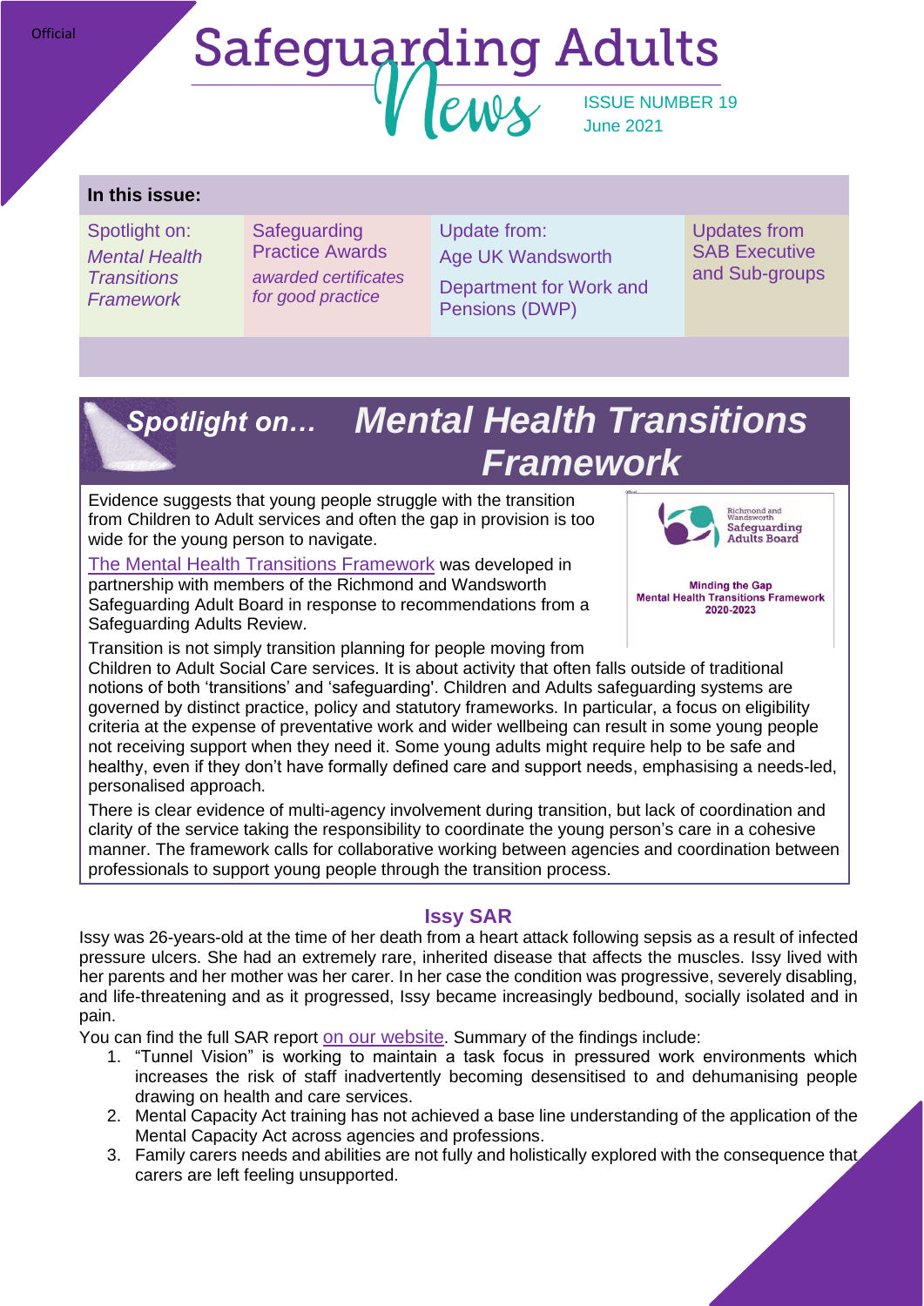Official

# Safeguarding Adults News

ISSUE NUMBER 19
June 2021

**In this issue:**

| Spotlight on: *Mental Health Transitions Framework* | Safeguarding Practice Awards *awarded certificates for good practice* | Update from: Age UK Wandsworth; Department for Work and Pensions (DWP) | Updates from SAB Executive and Sub-groups |
|---|---|---|---|

## *Spotlight on… Mental Health Transitions Framework*

Evidence suggests that young people struggle with the transition from Children to Adult services and often the gap in provision is too wide for the young person to navigate.

The Mental Health Transitions Framework was developed in partnership with members of the Richmond and Wandsworth Safeguarding Adult Board in response to recommendations from a Safeguarding Adults Review.

Richmond and Wandsworth Safeguarding Adults Board

**Minding the Gap**
**Mental Health Transitions Framework**
**2020-2023**

Transition is not simply transition planning for people moving from Children to Adult Social Care services. It is about activity that often falls outside of traditional notions of both 'transitions' and 'safeguarding'. Children and Adults safeguarding systems are governed by distinct practice, policy and statutory frameworks. In particular, a focus on eligibility criteria at the expense of preventative work and wider wellbeing can result in some young people not receiving support when they need it. Some young adults might require help to be safe and healthy, even if they don't have formally defined care and support needs, emphasising a needs-led, personalised approach.

There is clear evidence of multi-agency involvement during transition, but lack of coordination and clarity of the service taking the responsibility to coordinate the young person's care in a cohesive manner. The framework calls for collaborative working between agencies and coordination between professionals to support young people through the transition process.

### Issy SAR

Issy was 26-years-old at the time of her death from a heart attack following sepsis as a result of infected pressure ulcers. She had an extremely rare, inherited disease that affects the muscles. Issy lived with her parents and her mother was her carer. In her case the condition was progressive, severely disabling, and life-threatening and as it progressed, Issy became increasingly bedbound, socially isolated and in pain.

You can find the full SAR report on our website. Summary of the findings include:

1. "Tunnel Vision" is working to maintain a task focus in pressured work environments which increases the risk of staff inadvertently becoming desensitised to and dehumanising people drawing on health and care services.
2. Mental Capacity Act training has not achieved a base line understanding of the application of the Mental Capacity Act across agencies and professions.
3. Family carers needs and abilities are not fully and holistically explored with the consequence that carers are left feeling unsupported.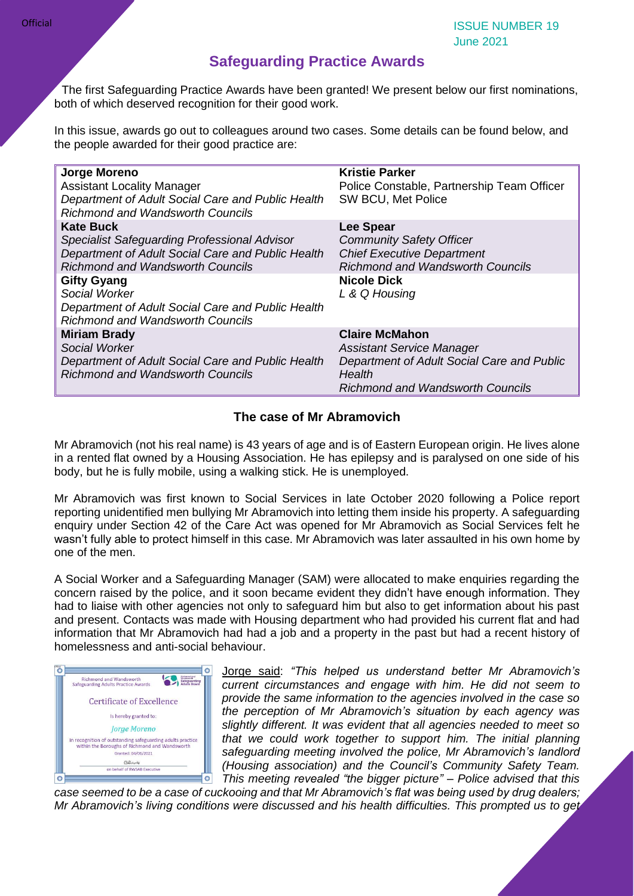# Safeguarding Practice Awards

The first Safeguarding Practice Awards have been granted! We present below our first nominations, both of which deserved recognition for their good work.

In this issue, awards go out to colleagues around two cases. Some details can be found below, and the people awarded for their good practice are:

| | |
|---|---|
| **Jorge Moreno**<br>Assistant Locality Manager<br>*Department of Adult Social Care and Public Health*<br>*Richmond and Wandsworth Councils* | **Kristie Parker**<br>Police Constable, Partnership Team Officer<br>SW BCU, Met Police |
| **Kate Buck**<br>*Specialist Safeguarding Professional Advisor*<br>*Department of Adult Social Care and Public Health*<br>*Richmond and Wandsworth Councils* | **Lee Spear**<br>*Community Safety Officer*<br>*Chief Executive Department*<br>*Richmond and Wandsworth Councils* |
| **Gifty Gyang**<br>*Social Worker*<br>*Department of Adult Social Care and Public Health*<br>*Richmond and Wandsworth Councils* | **Nicole Dick**<br>*L & Q Housing* |
| **Miriam Brady**<br>*Social Worker*<br>*Department of Adult Social Care and Public Health*<br>*Richmond and Wandsworth Councils* | **Claire McMahon**<br>*Assistant Service Manager*<br>*Department of Adult Social Care and Public Health*<br>*Richmond and Wandsworth Councils* |

## The case of Mr Abramovich

Mr Abramovich (not his real name) is 43 years of age and is of Eastern European origin. He lives alone in a rented flat owned by a Housing Association. He has epilepsy and is paralysed on one side of his body, but he is fully mobile, using a walking stick. He is unemployed.

Mr Abramovich was first known to Social Services in late October 2020 following a Police report reporting unidentified men bullying Mr Abramovich into letting them inside his property. A safeguarding enquiry under Section 42 of the Care Act was opened for Mr Abramovich as Social Services felt he wasn't fully able to protect himself in this case. Mr Abramovich was later assaulted in his own home by one of the men.

A Social Worker and a Safeguarding Manager (SAM) were allocated to make enquiries regarding the concern raised by the police, and it soon became evident they didn't have enough information. They had to liaise with other agencies not only to safeguard him but also to get information about his past and present. Contacts was made with Housing department who had provided his current flat and had information that Mr Abramovich had had a job and a property in the past but had a recent history of homelessness and anti-social behaviour.

Richmond and Wandsworth Safeguarding Adults Practice Awards

Certificate of Excellence

Is hereby granted to:

*Jorge Moreno*

In recognition of outstanding safeguarding adults practice within the Boroughs of Richmond and Wandsworth

Granted: 04/06/2021

on behalf of RWSAB Executive

Jorge said: *"This helped us understand better Mr Abramovich's current circumstances and engage with him. He did not seem to provide the same information to the agencies involved in the case so the perception of Mr Abramovich's situation by each agency was slightly different. It was evident that all agencies needed to meet so that we could work together to support him. The initial planning safeguarding meeting involved the police, Mr Abramovich's landlord (Housing association) and the Council's Community Safety Team. This meeting revealed "the bigger picture" – Police advised that this case seemed to be a case of cuckooing and that Mr Abramovich's flat was being used by drug dealers; Mr Abramovich's living conditions were discussed and his health difficulties. This prompted us to get*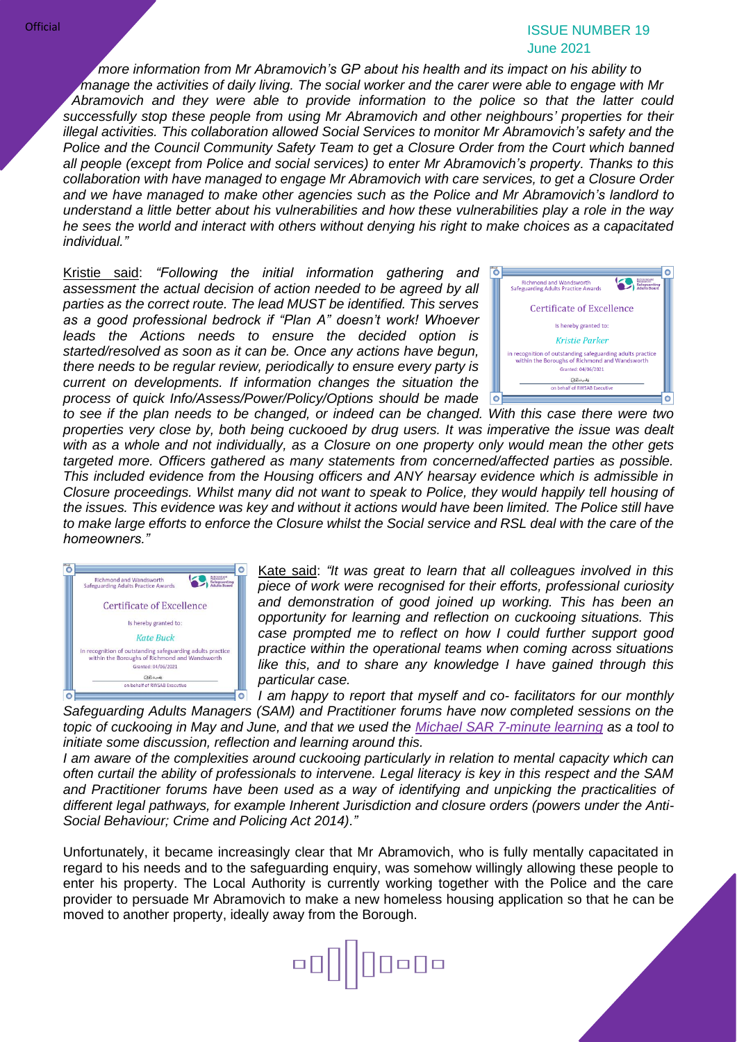more information from Mr Abramovich's GP about his health and its impact on his ability to manage the activities of daily living. The social worker and the carer were able to engage with Mr Abramovich and they were able to provide information to the police so that the latter could successfully stop these people from using Mr Abramovich and other neighbours' properties for their illegal activities. This collaboration allowed Social Services to monitor Mr Abramovich's safety and the Police and the Council Community Safety Team to get a Closure Order from the Court which banned all people (except from Police and social services) to enter Mr Abramovich's property. Thanks to this collaboration with have managed to engage Mr Abramovich with care services, to get a Closure Order and we have managed to make other agencies such as the Police and Mr Abramovich's landlord to understand a little better about his vulnerabilities and how these vulnerabilities play a role in the way he sees the world and interact with others without denying his right to make choices as a capacitated individual."*

Kristie said: *"Following the initial information gathering and assessment the actual decision of action needed to be agreed by all parties as the correct route. The lead MUST be identified. This serves as a good professional bedrock if "Plan A" doesn't work! Whoever leads the Actions needs to ensure the decided option is started/resolved as soon as it can be. Once any actions have begun, there needs to be regular review, periodically to ensure every party is current on developments. If information changes the situation the process of quick Info/Assess/Power/Policy/Options should be made to see if the plan needs to be changed, or indeed can be changed. With this case there were two properties very close by, both being cuckooed by drug users. It was imperative the issue was dealt with as a whole and not individually, as a Closure on one property only would mean the other gets targeted more. Officers gathered as many statements from concerned/affected parties as possible. This included evidence from the Housing officers and ANY hearsay evidence which is admissible in Closure proceedings. Whilst many did not want to speak to Police, they would happily tell housing of the issues. This evidence was key and without it actions would have been limited. The Police still have to make large efforts to enforce the Closure whilst the Social service and RSL deal with the care of the homeowners."*

Richmond and Wandsworth Safeguarding Adults Practice Awards
Certificate of Excellence
Is hereby granted to:
*Kristie Parker*
in recognition of outstanding safeguarding adults practice within the Boroughs of Richmond and Wandsworth
Granted: 04/06/2021
on behalf of RWSAB Executive

Richmond and Wandsworth Safeguarding Adults Practice Awards
Certificate of Excellence
Is hereby granted to:
*Kate Buck*
in recognition of outstanding safeguarding adults practice within the Boroughs of Richmond and Wandsworth
Granted: 04/06/2021
on behalf of RWSAB Executive

Kate said: *"It was great to learn that all colleagues involved in this piece of work were recognised for their efforts, professional curiosity and demonstration of good joined up working. This has been an opportunity for learning and reflection on cuckooing situations. This case prompted me to reflect on how I could further support good practice within the operational teams when coming across situations like this, and to share any knowledge I have gained through this particular case.*

*I am happy to report that myself and co- facilitators for our monthly Safeguarding Adults Managers (SAM) and Practitioner forums have now completed sessions on the topic of cuckooing in May and June, and that we used the Michael SAR 7-minute learning as a tool to initiate some discussion, reflection and learning around this.*

*I am aware of the complexities around cuckooing particularly in relation to mental capacity which can often curtail the ability of professionals to intervene. Legal literacy is key in this respect and the SAM and Practitioner forums have been used as a way of identifying and unpicking the practicalities of different legal pathways, for example Inherent Jurisdiction and closure orders (powers under the Anti-Social Behaviour; Crime and Policing Act 2014)."*

Unfortunately, it became increasingly clear that Mr Abramovich, who is fully mentally capacitated in regard to his needs and to the safeguarding enquiry, was somehow willingly allowing these people to enter his property. The Local Authority is currently working together with the Police and the care provider to persuade Mr Abramovich to make a new homeless housing application so that he can be moved to another property, ideally away from the Borough.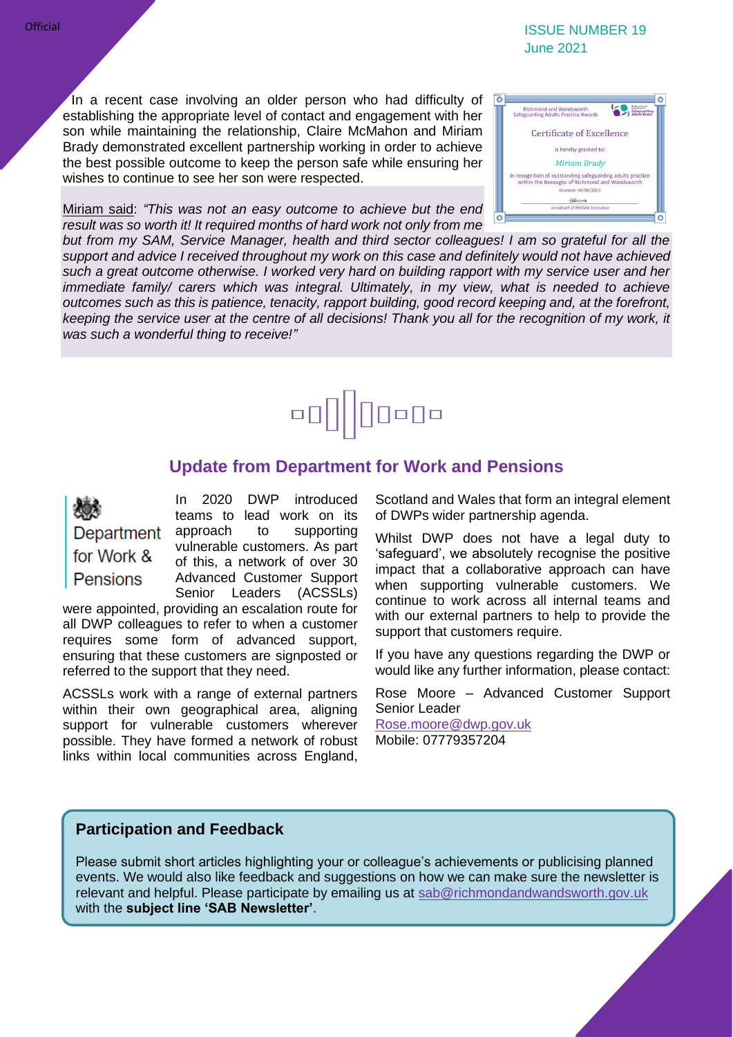In a recent case involving an older person who had difficulty of establishing the appropriate level of contact and engagement with her son while maintaining the relationship, Claire McMahon and Miriam Brady demonstrated excellent partnership working in order to achieve the best possible outcome to keep the person safe while ensuring her wishes to continue to see her son were respected.

Miriam said: *"This was not an easy outcome to achieve but the end result was so worth it! It required months of hard work not only from me but from my SAM, Service Manager, health and third sector colleagues! I am so grateful for all the support and advice I received throughout my work on this case and definitely would not have achieved such a great outcome otherwise. I worked very hard on building rapport with my service user and her immediate family/ carers which was integral. Ultimately, in my view, what is needed to achieve outcomes such as this is patience, tenacity, rapport building, good record keeping and, at the forefront, keeping the service user at the centre of all decisions! Thank you all for the recognition of my work, it was such a wonderful thing to receive!"*

## Update from Department for Work and Pensions

In 2020 DWP introduced teams to lead work on its approach to supporting vulnerable customers. As part of this, a network of over 30 Advanced Customer Support Senior Leaders (ACSSLs) were appointed, providing an escalation route for all DWP colleagues to refer to when a customer requires some form of advanced support, ensuring that these customers are signposted or referred to the support that they need.

ACSSLs work with a range of external partners within their own geographical area, aligning support for vulnerable customers wherever possible. They have formed a network of robust links within local communities across England, Scotland and Wales that form an integral element of DWPs wider partnership agenda.

Whilst DWP does not have a legal duty to 'safeguard', we absolutely recognise the positive impact that a collaborative approach can have when supporting vulnerable customers. We continue to work across all internal teams and with our external partners to help to provide the support that customers require.

If you have any questions regarding the DWP or would like any further information, please contact:

Rose Moore – Advanced Customer Support Senior Leader
Rose.moore@dwp.gov.uk
Mobile: 07779357204

### Participation and Feedback

Please submit short articles highlighting your or colleague's achievements or publicising planned events. We would also like feedback and suggestions on how we can make sure the newsletter is relevant and helpful. Please participate by emailing us at sab@richmondandwandsworth.gov.uk with the **subject line 'SAB Newsletter'**.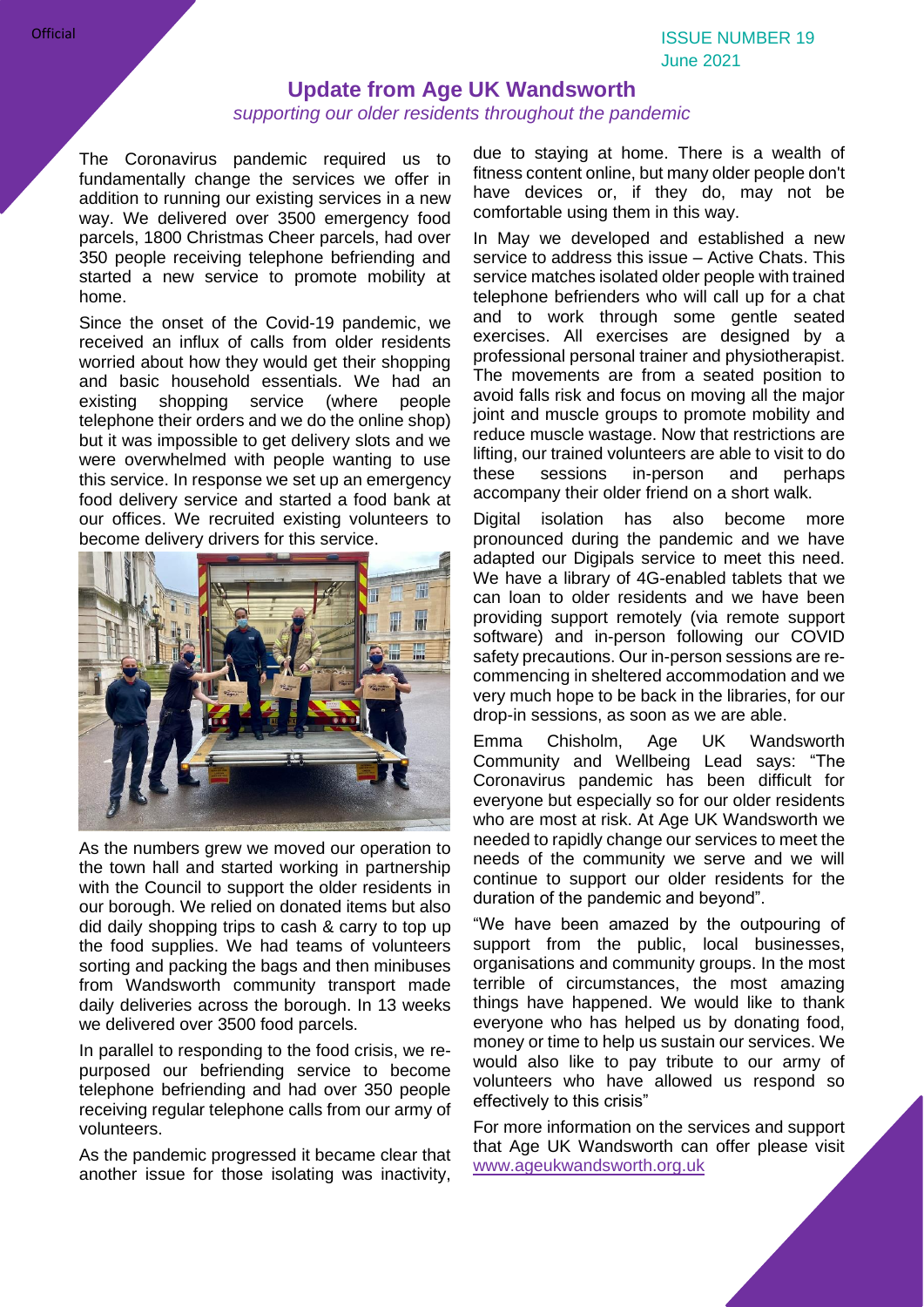# Update from Age UK Wandsworth

*supporting our older residents throughout the pandemic*

The Coronavirus pandemic required us to fundamentally change the services we offer in addition to running our existing services in a new way. We delivered over 3500 emergency food parcels, 1800 Christmas Cheer parcels, had over 350 people receiving telephone befriending and started a new service to promote mobility at home.

Since the onset of the Covid-19 pandemic, we received an influx of calls from older residents worried about how they would get their shopping and basic household essentials. We had an existing shopping service (where people telephone their orders and we do the online shop) but it was impossible to get delivery slots and we were overwhelmed with people wanting to use this service. In response we set up an emergency food delivery service and started a food bank at our offices. We recruited existing volunteers to become delivery drivers for this service.

As the numbers grew we moved our operation to the town hall and started working in partnership with the Council to support the older residents in our borough. We relied on donated items but also did daily shopping trips to cash & carry to top up the food supplies. We had teams of volunteers sorting and packing the bags and then minibuses from Wandsworth community transport made daily deliveries across the borough. In 13 weeks we delivered over 3500 food parcels.

In parallel to responding to the food crisis, we re-purposed our befriending service to become telephone befriending and had over 350 people receiving regular telephone calls from our army of volunteers.

As the pandemic progressed it became clear that another issue for those isolating was inactivity, due to staying at home. There is a wealth of fitness content online, but many older people don't have devices or, if they do, may not be comfortable using them in this way.

In May we developed and established a new service to address this issue – Active Chats. This service matches isolated older people with trained telephone befrienders who will call up for a chat and to work through some gentle seated exercises. All exercises are designed by a professional personal trainer and physiotherapist. The movements are from a seated position to avoid falls risk and focus on moving all the major joint and muscle groups to promote mobility and reduce muscle wastage. Now that restrictions are lifting, our trained volunteers are able to visit to do these sessions in-person and perhaps accompany their older friend on a short walk.

Digital isolation has also become more pronounced during the pandemic and we have adapted our Digipals service to meet this need. We have a library of 4G-enabled tablets that we can loan to older residents and we have been providing support remotely (via remote support software) and in-person following our COVID safety precautions. Our in-person sessions are re-commencing in sheltered accommodation and we very much hope to be back in the libraries, for our drop-in sessions, as soon as we are able.

Emma Chisholm, Age UK Wandsworth Community and Wellbeing Lead says: "The Coronavirus pandemic has been difficult for everyone but especially so for our older residents who are most at risk. At Age UK Wandsworth we needed to rapidly change our services to meet the needs of the community we serve and we will continue to support our older residents for the duration of the pandemic and beyond".

"We have been amazed by the outpouring of support from the public, local businesses, organisations and community groups. In the most terrible of circumstances, the most amazing things have happened. We would like to thank everyone who has helped us by donating food, money or time to help us sustain our services. We would also like to pay tribute to our army of volunteers who have allowed us respond so effectively to this crisis"

For more information on the services and support that Age UK Wandsworth can offer please visit www.ageukwandsworth.org.uk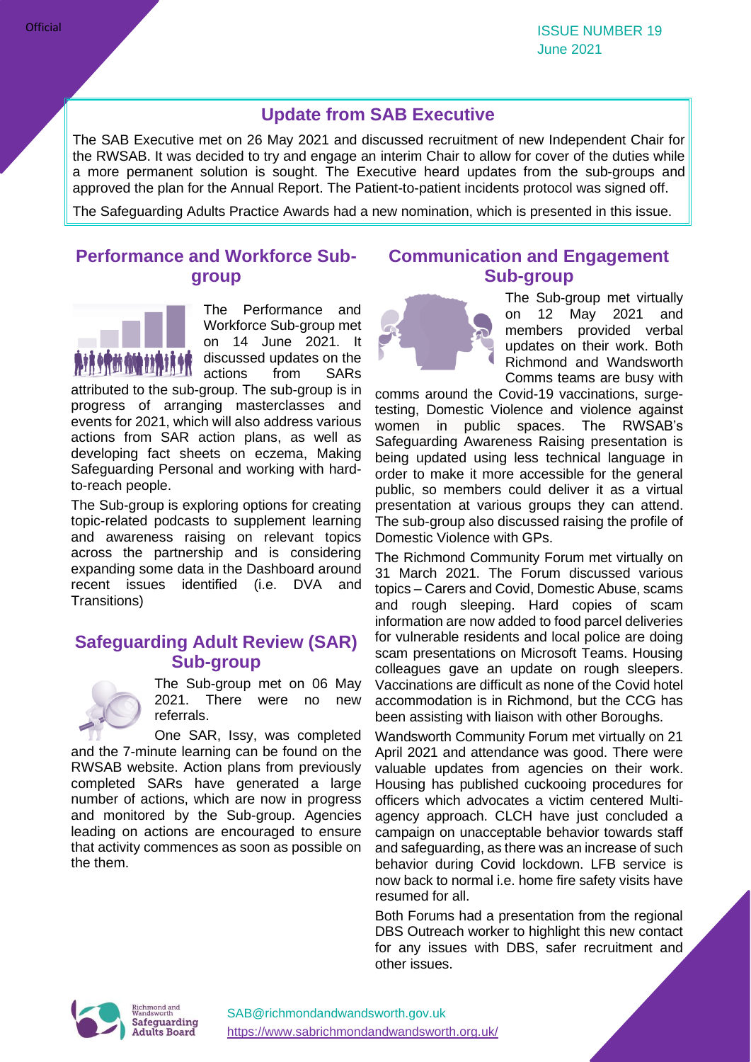## Update from SAB Executive

The SAB Executive met on 26 May 2021 and discussed recruitment of new Independent Chair for the RWSAB. It was decided to try and engage an interim Chair to allow for cover of the duties while a more permanent solution is sought. The Executive heard updates from the sub-groups and approved the plan for the Annual Report. The Patient-to-patient incidents protocol was signed off.

The Safeguarding Adults Practice Awards had a new nomination, which is presented in this issue.

## Performance and Workforce Sub-group

The Performance and Workforce Sub-group met on 14 June 2021. It discussed updates on the actions from SARs attributed to the sub-group. The sub-group is in progress of arranging masterclasses and events for 2021, which will also address various actions from SAR action plans, as well as developing fact sheets on eczema, Making Safeguarding Personal and working with hard-to-reach people.

The Sub-group is exploring options for creating topic-related podcasts to supplement learning and awareness raising on relevant topics across the partnership and is considering expanding some data in the Dashboard around recent issues identified (i.e. DVA and Transitions)

## Safeguarding Adult Review (SAR) Sub-group

The Sub-group met on 06 May 2021. There were no new referrals.

One SAR, Issy, was completed and the 7-minute learning can be found on the RWSAB website. Action plans from previously completed SARs have generated a large number of actions, which are now in progress and monitored by the Sub-group. Agencies leading on actions are encouraged to ensure that activity commences as soon as possible on the them.

## Communication and Engagement Sub-group

The Sub-group met virtually on 12 May 2021 and members provided verbal updates on their work. Both Richmond and Wandsworth Comms teams are busy with comms around the Covid-19 vaccinations, surge-testing, Domestic Violence and violence against women in public spaces. The RWSAB's Safeguarding Awareness Raising presentation is being updated using less technical language in order to make it more accessible for the general public, so members could deliver it as a virtual presentation at various groups they can attend. The sub-group also discussed raising the profile of Domestic Violence with GPs.

The Richmond Community Forum met virtually on 31 March 2021. The Forum discussed various topics – Carers and Covid, Domestic Abuse, scams and rough sleeping. Hard copies of scam information are now added to food parcel deliveries for vulnerable residents and local police are doing scam presentations on Microsoft Teams. Housing colleagues gave an update on rough sleepers. Vaccinations are difficult as none of the Covid hotel accommodation is in Richmond, but the CCG has been assisting with liaison with other Boroughs.

Wandsworth Community Forum met virtually on 21 April 2021 and attendance was good. There were valuable updates from agencies on their work. Housing has published cuckooing procedures for officers which advocates a victim centered Multi-agency approach. CLCH have just concluded a campaign on unacceptable behavior towards staff and safeguarding, as there was an increase of such behavior during Covid lockdown. LFB service is now back to normal i.e. home fire safety visits have resumed for all.

Both Forums had a presentation from the regional DBS Outreach worker to highlight this new contact for any issues with DBS, safer recruitment and other issues.

SAB@richmondandwandsworth.gov.uk
https://www.sabrichmondandwandsworth.org.uk/